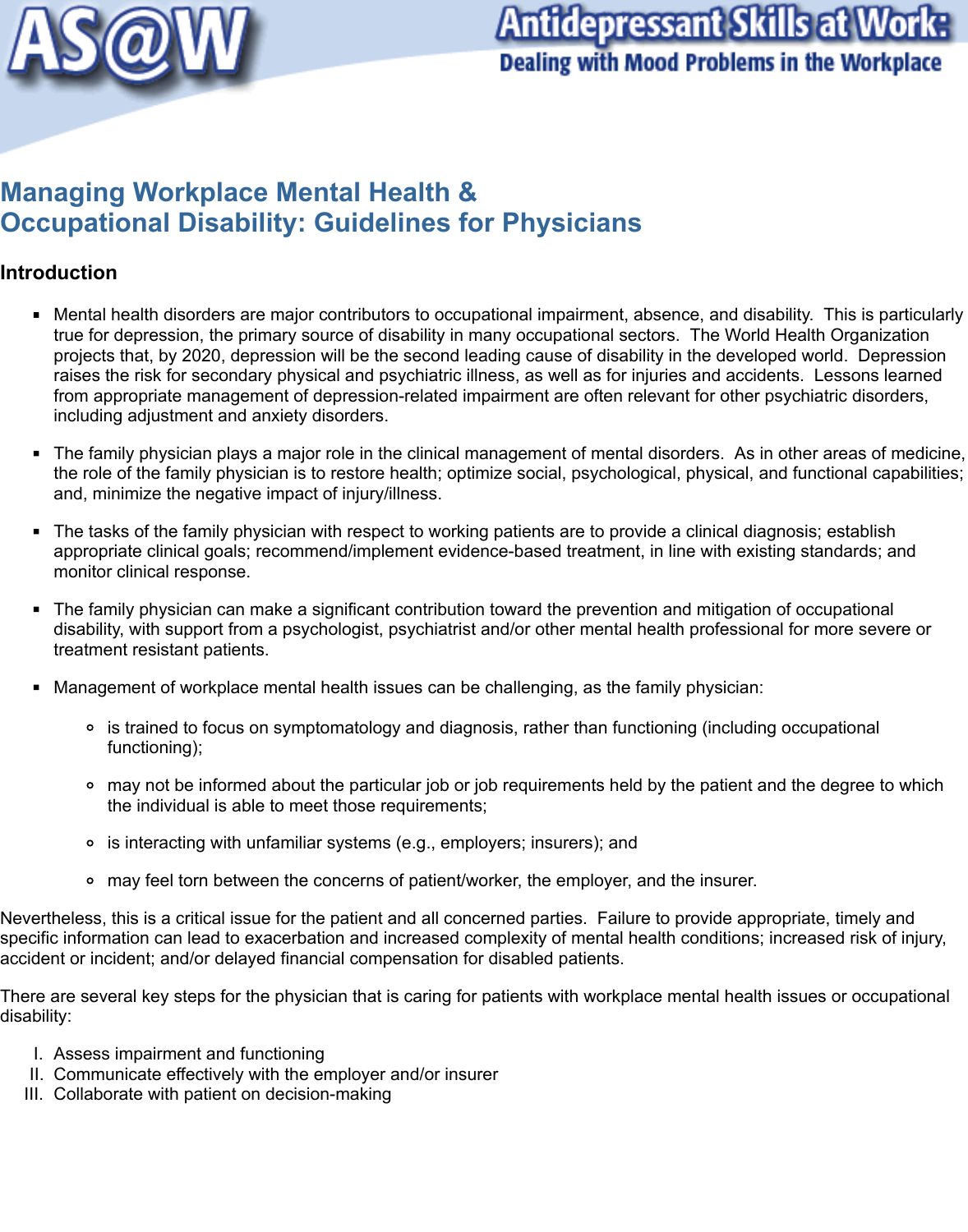# Antidepressant Skills at Work: Dealing with Mood Problems in the Workplace

## Managing Workplace Mental Health & Occupational Disability: Guidelines for Physicians

### Introduction

- Mental health disorders are major contributors to occupational impairment, absence, and disability. This is particularly true for depression, the primary source of disability in many occupational sectors. The World Health Organization projects that, by 2020, depression will be the second leading cause of disability in the developed world. Depression raises the risk for secondary physical and psychiatric illness, as well as for injuries and accidents. Lessons learned from appropriate management of depression-related impairment are often relevant for other psychiatric disorders, including adjustment and anxiety disorders.

- The family physician plays a major role in the clinical management of mental disorders. As in other areas of medicine, the role of the family physician is to restore health; optimize social, psychological, physical, and functional capabilities; and, minimize the negative impact of injury/illness.

- The tasks of the family physician with respect to working patients are to provide a clinical diagnosis; establish appropriate clinical goals; recommend/implement evidence-based treatment, in line with existing standards; and monitor clinical response.

- The family physician can make a significant contribution toward the prevention and mitigation of occupational disability, with support from a psychologist, psychiatrist and/or other mental health professional for more severe or treatment resistant patients.

- Management of workplace mental health issues can be challenging, as the family physician:

  - is trained to focus on symptomatology and diagnosis, rather than functioning (including occupational functioning);

  - may not be informed about the particular job or job requirements held by the patient and the degree to which the individual is able to meet those requirements;

  - is interacting with unfamiliar systems (e.g., employers; insurers); and

  - may feel torn between the concerns of patient/worker, the employer, and the insurer.

Nevertheless, this is a critical issue for the patient and all concerned parties. Failure to provide appropriate, timely and specific information can lead to exacerbation and increased complexity of mental health conditions; increased risk of injury, accident or incident; and/or delayed financial compensation for disabled patients.

There are several key steps for the physician that is caring for patients with workplace mental health issues or occupational disability:

I. Assess impairment and functioning
II. Communicate effectively with the employer and/or insurer
III. Collaborate with patient on decision-making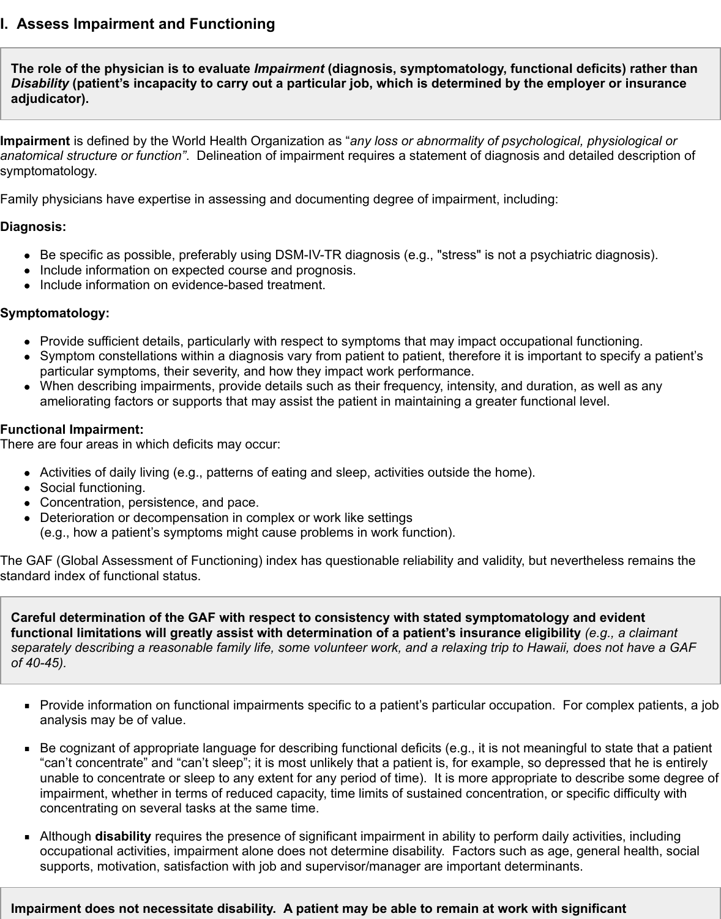## I. Assess Impairment and Functioning

> **The role of the physician is to evaluate *Impairment* (diagnosis, symptomatology, functional deficits) rather than *Disability* (patient's incapacity to carry out a particular job, which is determined by the employer or insurance adjudicator).**

**Impairment** is defined by the World Health Organization as "*any loss or abnormality of psychological, physiological or anatomical structure or function*". Delineation of impairment requires a statement of diagnosis and detailed description of symptomatology.

Family physicians have expertise in assessing and documenting degree of impairment, including:

**Diagnosis:**

- Be specific as possible, preferably using DSM-IV-TR diagnosis (e.g., "stress" is not a psychiatric diagnosis).
- Include information on expected course and prognosis.
- Include information on evidence-based treatment.

**Symptomatology:**

- Provide sufficient details, particularly with respect to symptoms that may impact occupational functioning.
- Symptom constellations within a diagnosis vary from patient to patient, therefore it is important to specify a patient's particular symptoms, their severity, and how they impact work performance.
- When describing impairments, provide details such as their frequency, intensity, and duration, as well as any ameliorating factors or supports that may assist the patient in maintaining a greater functional level.

**Functional Impairment:**
There are four areas in which deficits may occur:

- Activities of daily living (e.g., patterns of eating and sleep, activities outside the home).
- Social functioning.
- Concentration, persistence, and pace.
- Deterioration or decompensation in complex or work like settings
  (e.g., how a patient's symptoms might cause problems in work function).

The GAF (Global Assessment of Functioning) index has questionable reliability and validity, but nevertheless remains the standard index of functional status.

> **Careful determination of the GAF with respect to consistency with stated symptomatology and evident functional limitations will greatly assist with determination of a patient's insurance eligibility** *(e.g., a claimant separately describing a reasonable family life, some volunteer work, and a relaxing trip to Hawaii, does not have a GAF of 40-45).*

- Provide information on functional impairments specific to a patient's particular occupation. For complex patients, a job analysis may be of value.

- Be cognizant of appropriate language for describing functional deficits (e.g., it is not meaningful to state that a patient "can't concentrate" and "can't sleep"; it is most unlikely that a patient is, for example, so depressed that he is entirely unable to concentrate or sleep to any extent for any period of time). It is more appropriate to describe some degree of impairment, whether in terms of reduced capacity, time limits of sustained concentration, or specific difficulty with concentrating on several tasks at the same time.

- Although **disability** requires the presence of significant impairment in ability to perform daily activities, including occupational activities, impairment alone does not determine disability. Factors such as age, general health, social supports, motivation, satisfaction with job and supervisor/manager are important determinants.

> **Impairment does not necessitate disability. A patient may be able to remain at work with significant**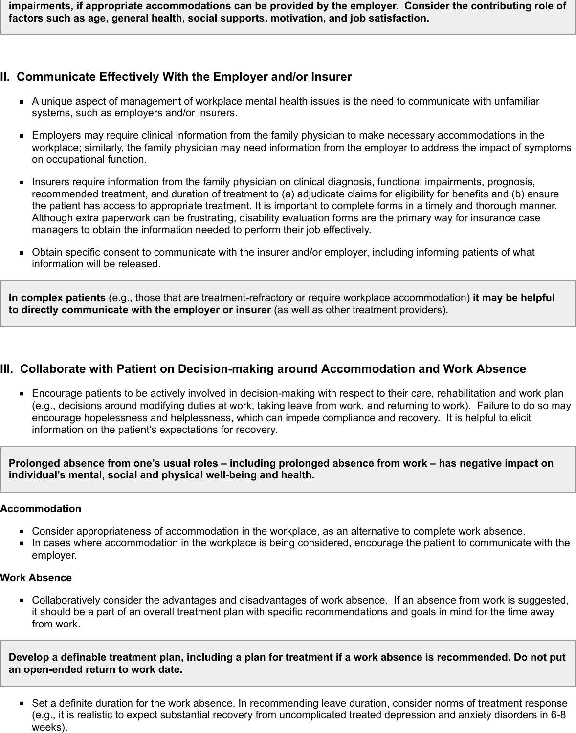**impairments, if appropriate accommodations can be provided by the employer. Consider the contributing role of factors such as age, general health, social supports, motivation, and job satisfaction.**

## II. Communicate Effectively With the Employer and/or Insurer

- A unique aspect of management of workplace mental health issues is the need to communicate with unfamiliar systems, such as employers and/or insurers.
- Employers may require clinical information from the family physician to make necessary accommodations in the workplace; similarly, the family physician may need information from the employer to address the impact of symptoms on occupational function.
- Insurers require information from the family physician on clinical diagnosis, functional impairments, prognosis, recommended treatment, and duration of treatment to (a) adjudicate claims for eligibility for benefits and (b) ensure the patient has access to appropriate treatment. It is important to complete forms in a timely and thorough manner. Although extra paperwork can be frustrating, disability evaluation forms are the primary way for insurance case managers to obtain the information needed to perform their job effectively.
- Obtain specific consent to communicate with the insurer and/or employer, including informing patients of what information will be released.

> **In complex patients** (e.g., those that are treatment-refractory or require workplace accommodation) **it may be helpful to directly communicate with the employer or insurer** (as well as other treatment providers).

## III. Collaborate with Patient on Decision-making around Accommodation and Work Absence

- Encourage patients to be actively involved in decision-making with respect to their care, rehabilitation and work plan (e.g., decisions around modifying duties at work, taking leave from work, and returning to work). Failure to do so may encourage hopelessness and helplessness, which can impede compliance and recovery. It is helpful to elicit information on the patient's expectations for recovery.

> **Prolonged absence from one's usual roles – including prolonged absence from work – has negative impact on individual's mental, social and physical well-being and health.**

**Accommodation**

- Consider appropriateness of accommodation in the workplace, as an alternative to complete work absence.
- In cases where accommodation in the workplace is being considered, encourage the patient to communicate with the employer.

**Work Absence**

- Collaboratively consider the advantages and disadvantages of work absence. If an absence from work is suggested, it should be a part of an overall treatment plan with specific recommendations and goals in mind for the time away from work.

> **Develop a definable treatment plan, including a plan for treatment if a work absence is recommended. Do not put an open-ended return to work date.**

- Set a definite duration for the work absence. In recommending leave duration, consider norms of treatment response (e.g., it is realistic to expect substantial recovery from uncomplicated treated depression and anxiety disorders in 6-8 weeks).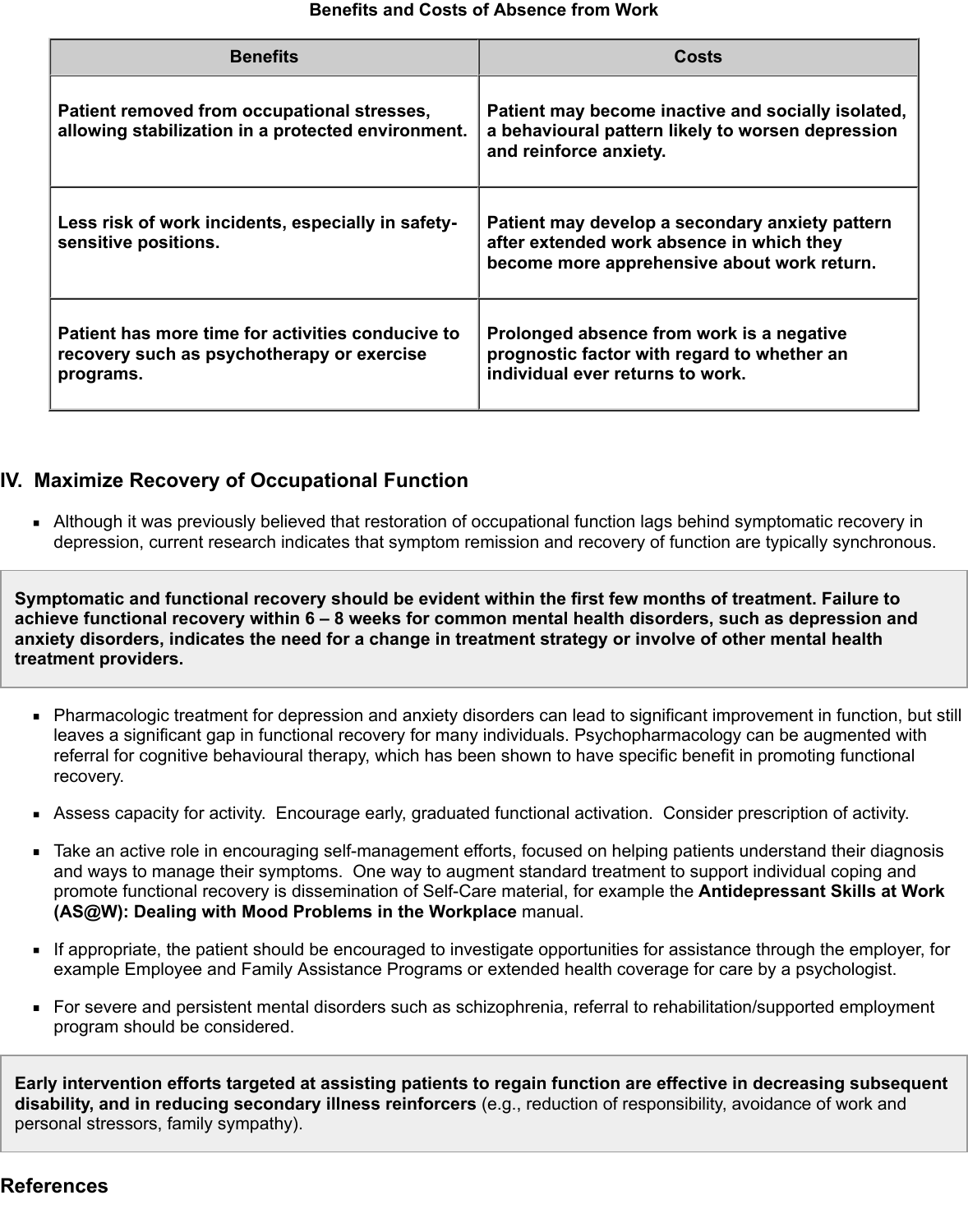**Benefits and Costs of Absence from Work**

| Benefits | Costs |
| --- | --- |
| **Patient removed from occupational stresses, allowing stabilization in a protected environment.** | **Patient may become inactive and socially isolated, a behavioural pattern likely to worsen depression and reinforce anxiety.** |
| **Less risk of work incidents, especially in safety-sensitive positions.** | **Patient may develop a secondary anxiety pattern after extended work absence in which they become more apprehensive about work return.** |
| **Patient has more time for activities conducive to recovery such as psychotherapy or exercise programs.** | **Prolonged absence from work is a negative prognostic factor with regard to whether an individual ever returns to work.** |

## IV. Maximize Recovery of Occupational Function

- Although it was previously believed that restoration of occupational function lags behind symptomatic recovery in depression, current research indicates that symptom remission and recovery of function are typically synchronous.

**Symptomatic and functional recovery should be evident within the first few months of treatment. Failure to achieve functional recovery within 6 – 8 weeks for common mental health disorders, such as depression and anxiety disorders, indicates the need for a change in treatment strategy or involve of other mental health treatment providers.**

- Pharmacologic treatment for depression and anxiety disorders can lead to significant improvement in function, but still leaves a significant gap in functional recovery for many individuals. Psychopharmacology can be augmented with referral for cognitive behavioural therapy, which has been shown to have specific benefit in promoting functional recovery.
- Assess capacity for activity. Encourage early, graduated functional activation. Consider prescription of activity.
- Take an active role in encouraging self-management efforts, focused on helping patients understand their diagnosis and ways to manage their symptoms. One way to augment standard treatment to support individual coping and promote functional recovery is dissemination of Self-Care material, for example the **Antidepressant Skills at Work (AS@W): Dealing with Mood Problems in the Workplace** manual.
- If appropriate, the patient should be encouraged to investigate opportunities for assistance through the employer, for example Employee and Family Assistance Programs or extended health coverage for care by a psychologist.
- For severe and persistent mental disorders such as schizophrenia, referral to rehabilitation/supported employment program should be considered.

**Early intervention efforts targeted at assisting patients to regain function are effective in decreasing subsequent disability, and in reducing secondary illness reinforcers** (e.g., reduction of responsibility, avoidance of work and personal stressors, family sympathy).

## References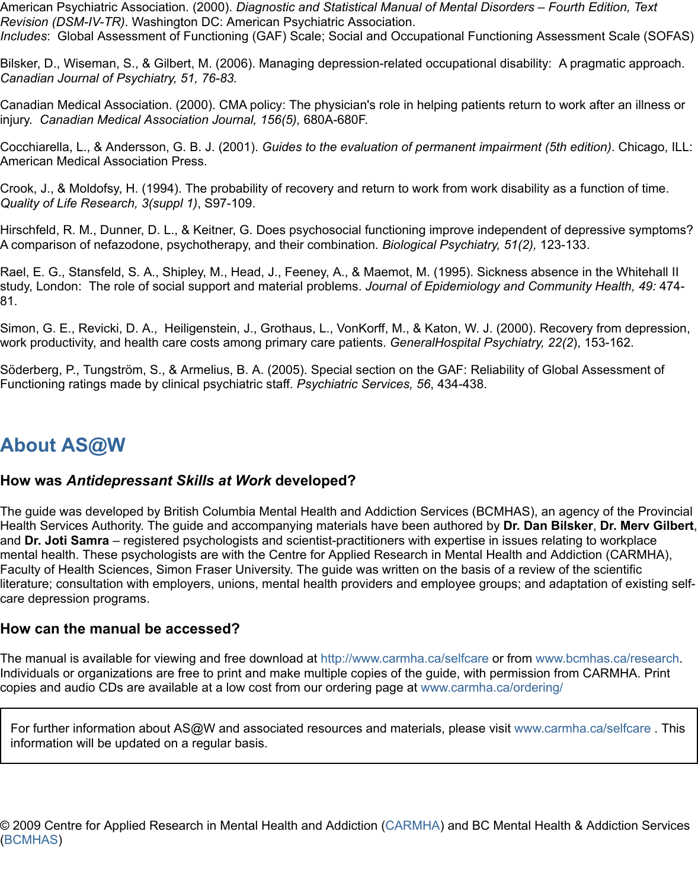American Psychiatric Association. (2000). *Diagnostic and Statistical Manual of Mental Disorders – Fourth Edition, Text Revision (DSM-IV-TR)*. Washington DC: American Psychiatric Association.
*Includes*: Global Assessment of Functioning (GAF) Scale; Social and Occupational Functioning Assessment Scale (SOFAS)

Bilsker, D., Wiseman, S., & Gilbert, M. (2006). Managing depression-related occupational disability: A pragmatic approach. *Canadian Journal of Psychiatry, 51, 76-83.*

Canadian Medical Association. (2000). CMA policy: The physician's role in helping patients return to work after an illness or injury. *Canadian Medical Association Journal, 156(5),* 680A-680F.

Cocchiarella, L., & Andersson, G. B. J. (2001). *Guides to the evaluation of permanent impairment (5th edition)*. Chicago, ILL: American Medical Association Press.

Crook, J., & Moldofsy, H. (1994). The probability of recovery and return to work from work disability as a function of time. *Quality of Life Research, 3(suppl 1)*, S97-109.

Hirschfeld, R. M., Dunner, D. L., & Keitner, G. Does psychosocial functioning improve independent of depressive symptoms? A comparison of nefazodone, psychotherapy, and their combination. *Biological Psychiatry, 51(2),* 123-133.

Rael, E. G., Stansfeld, S. A., Shipley, M., Head, J., Feeney, A., & Maemot, M. (1995). Sickness absence in the Whitehall II study, London: The role of social support and material problems. *Journal of Epidemiology and Community Health, 49:* 474-81.

Simon, G. E., Revicki, D. A., Heiligenstein, J., Grothaus, L., VonKorff, M., & Katon, W. J. (2000). Recovery from depression, work productivity, and health care costs among primary care patients. *GeneralHospital Psychiatry, 22(2*), 153-162.

Söderberg, P., Tungström, S., & Armelius, B. A. (2005). Special section on the GAF: Reliability of Global Assessment of Functioning ratings made by clinical psychiatric staff. *Psychiatric Services, 56*, 434-438.

## About AS@W

### How was *Antidepressant Skills at Work* developed?

The guide was developed by British Columbia Mental Health and Addiction Services (BCMHAS), an agency of the Provincial Health Services Authority. The guide and accompanying materials have been authored by **Dr. Dan Bilsker**, **Dr. Merv Gilbert**, and **Dr. Joti Samra** – registered psychologists and scientist-practitioners with expertise in issues relating to workplace mental health. These psychologists are with the Centre for Applied Research in Mental Health and Addiction (CARMHA), Faculty of Health Sciences, Simon Fraser University. The guide was written on the basis of a review of the scientific literature; consultation with employers, unions, mental health providers and employee groups; and adaptation of existing self-care depression programs.

### How can the manual be accessed?

The manual is available for viewing and free download at http://www.carmha.ca/selfcare or from www.bcmhas.ca/research. Individuals or organizations are free to print and make multiple copies of the guide, with permission from CARMHA. Print copies and audio CDs are available at a low cost from our ordering page at www.carmha.ca/ordering/

For further information about AS@W and associated resources and materials, please visit www.carmha.ca/selfcare . This information will be updated on a regular basis.

© 2009 Centre for Applied Research in Mental Health and Addiction (CARMHA) and BC Mental Health & Addiction Services (BCMHAS)